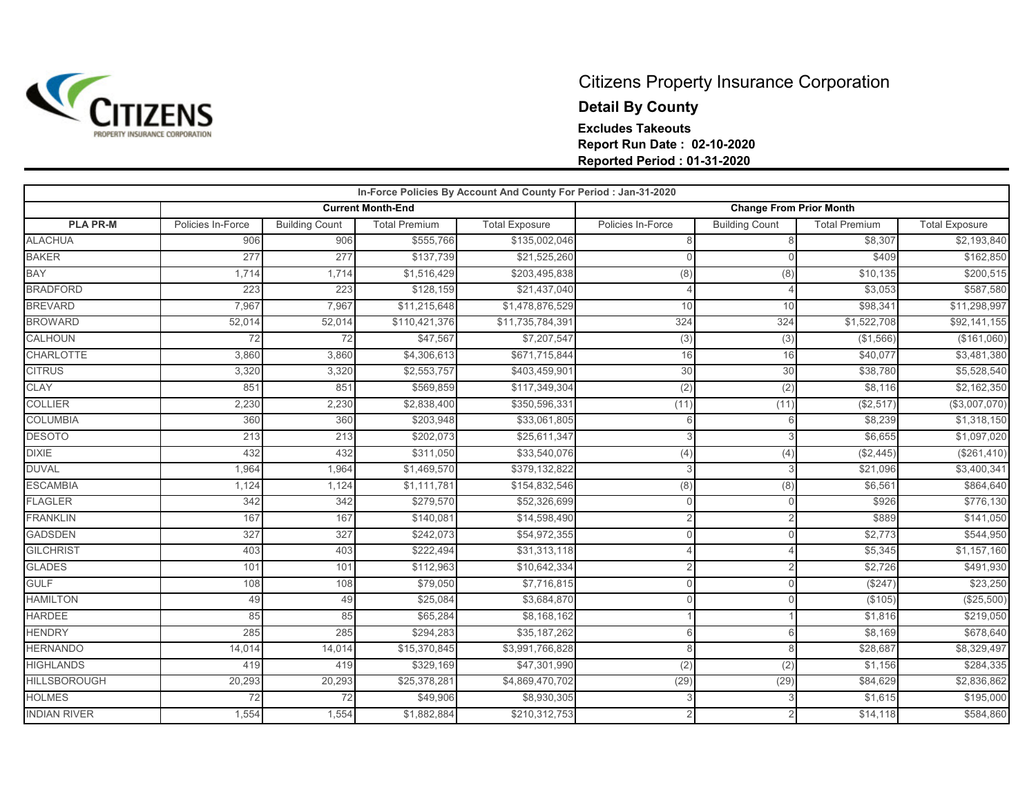# Citizens Property Insurance Corporation

## Detail By County

**Excludes Takeouts**
**Report Run Date : 02-10-2020**
**Reported Period : 01-31-2020**

| In-Force Policies By Account And County For Period : Jan-31-2020 | | | | | | | | |
|---|---|---|---|---|---|---|---|---|
| | Current Month-End | | | | Change From Prior Month | | | |
| PLA PR-M | Policies In-Force | Building Count | Total Premium | Total Exposure | Policies In-Force | Building Count | Total Premium | Total Exposure |
| ALACHUA | 906 | 906 | $555,766 | $135,002,046 | 8 | 8 | $8,307 | $2,193,840 |
| BAKER | 277 | 277 | $137,739 | $21,525,260 | 0 | 0 | $409 | $162,850 |
| BAY | 1,714 | 1,714 | $1,516,429 | $203,495,838 | (8) | (8) | $10,135 | $200,515 |
| BRADFORD | 223 | 223 | $128,159 | $21,437,040 | 4 | 4 | $3,053 | $587,580 |
| BREVARD | 7,967 | 7,967 | $11,215,648 | $1,478,876,529 | 10 | 10 | $98,341 | $11,298,997 |
| BROWARD | 52,014 | 52,014 | $110,421,376 | $11,735,784,391 | 324 | 324 | $1,522,708 | $92,141,155 |
| CALHOUN | 72 | 72 | $47,567 | $7,207,547 | (3) | (3) | ($1,566) | ($161,060) |
| CHARLOTTE | 3,860 | 3,860 | $4,306,613 | $671,715,844 | 16 | 16 | $40,077 | $3,481,380 |
| CITRUS | 3,320 | 3,320 | $2,553,757 | $403,459,901 | 30 | 30 | $38,780 | $5,528,540 |
| CLAY | 851 | 851 | $569,859 | $117,349,304 | (2) | (2) | $8,116 | $2,162,350 |
| COLLIER | 2,230 | 2,230 | $2,838,400 | $350,596,331 | (11) | (11) | ($2,517) | ($3,007,070) |
| COLUMBIA | 360 | 360 | $203,948 | $33,061,805 | 6 | 6 | $8,239 | $1,318,150 |
| DESOTO | 213 | 213 | $202,073 | $25,611,347 | 3 | 3 | $6,655 | $1,097,020 |
| DIXIE | 432 | 432 | $311,050 | $33,540,076 | (4) | (4) | ($2,445) | ($261,410) |
| DUVAL | 1,964 | 1,964 | $1,469,570 | $379,132,822 | 3 | 3 | $21,096 | $3,400,341 |
| ESCAMBIA | 1,124 | 1,124 | $1,111,781 | $154,832,546 | (8) | (8) | $6,561 | $864,640 |
| FLAGLER | 342 | 342 | $279,570 | $52,326,699 | 0 | 0 | $926 | $776,130 |
| FRANKLIN | 167 | 167 | $140,081 | $14,598,490 | 2 | 2 | $889 | $141,050 |
| GADSDEN | 327 | 327 | $242,073 | $54,972,355 | 0 | 0 | $2,773 | $544,950 |
| GILCHRIST | 403 | 403 | $222,494 | $31,313,118 | 4 | 4 | $5,345 | $1,157,160 |
| GLADES | 101 | 101 | $112,963 | $10,642,334 | 2 | 2 | $2,726 | $491,930 |
| GULF | 108 | 108 | $79,050 | $7,716,815 | 0 | 0 | ($247) | $23,250 |
| HAMILTON | 49 | 49 | $25,084 | $3,684,870 | 0 | 0 | ($105) | ($25,500) |
| HARDEE | 85 | 85 | $65,284 | $8,168,162 | 1 | 1 | $1,816 | $219,050 |
| HENDRY | 285 | 285 | $294,283 | $35,187,262 | 6 | 6 | $8,169 | $678,640 |
| HERNANDO | 14,014 | 14,014 | $15,370,845 | $3,991,766,828 | 8 | 8 | $28,687 | $8,329,497 |
| HIGHLANDS | 419 | 419 | $329,169 | $47,301,990 | (2) | (2) | $1,156 | $284,335 |
| HILLSBOROUGH | 20,293 | 20,293 | $25,378,281 | $4,869,470,702 | (29) | (29) | $84,629 | $2,836,862 |
| HOLMES | 72 | 72 | $49,906 | $8,930,305 | 3 | 3 | $1,615 | $195,000 |
| INDIAN RIVER | 1,554 | 1,554 | $1,882,884 | $210,312,753 | 2 | 2 | $14,118 | $584,860 |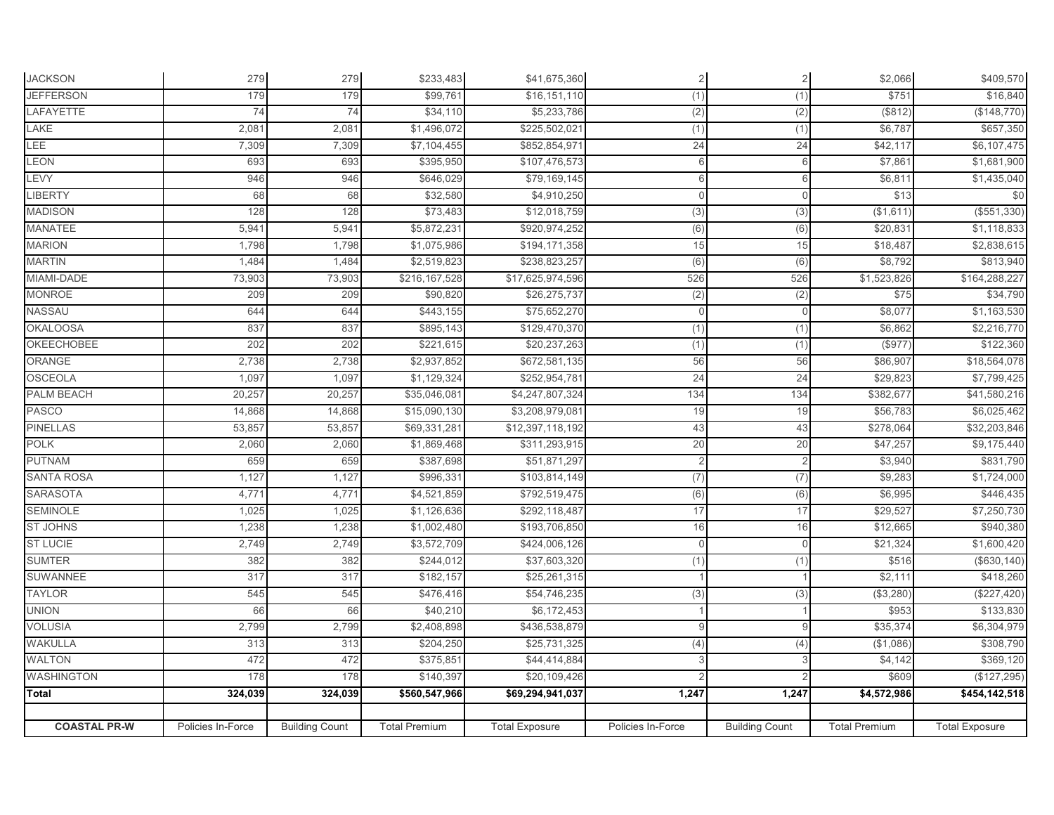| | | | | | | | | |
|---|---|---|---|---|---|---|---|---|
| JACKSON | 279 | 279 | $233,483 | $41,675,360 | 2 | 2 | $2,066 | $409,570 |
| JEFFERSON | 179 | 179 | $99,761 | $16,151,110 | (1) | (1) | $751 | $16,840 |
| LAFAYETTE | 74 | 74 | $34,110 | $5,233,786 | (2) | (2) | ($812) | ($148,770) |
| LAKE | 2,081 | 2,081 | $1,496,072 | $225,502,021 | (1) | (1) | $6,787 | $657,350 |
| LEE | 7,309 | 7,309 | $7,104,455 | $852,854,971 | 24 | 24 | $42,117 | $6,107,475 |
| LEON | 693 | 693 | $395,950 | $107,476,573 | 6 | 6 | $7,861 | $1,681,900 |
| LEVY | 946 | 946 | $646,029 | $79,169,145 | 6 | 6 | $6,811 | $1,435,040 |
| LIBERTY | 68 | 68 | $32,580 | $4,910,250 | 0 | 0 | $13 | $0 |
| MADISON | 128 | 128 | $73,483 | $12,018,759 | (3) | (3) | ($1,611) | ($551,330) |
| MANATEE | 5,941 | 5,941 | $5,872,231 | $920,974,252 | (6) | (6) | $20,831 | $1,118,833 |
| MARION | 1,798 | 1,798 | $1,075,986 | $194,171,358 | 15 | 15 | $18,487 | $2,838,615 |
| MARTIN | 1,484 | 1,484 | $2,519,823 | $238,823,257 | (6) | (6) | $8,792 | $813,940 |
| MIAMI-DADE | 73,903 | 73,903 | $216,167,528 | $17,625,974,596 | 526 | 526 | $1,523,826 | $164,288,227 |
| MONROE | 209 | 209 | $90,820 | $26,275,737 | (2) | (2) | $75 | $34,790 |
| NASSAU | 644 | 644 | $443,155 | $75,652,270 | 0 | 0 | $8,077 | $1,163,530 |
| OKALOOSA | 837 | 837 | $895,143 | $129,470,370 | (1) | (1) | $6,862 | $2,216,770 |
| OKEECHOBEE | 202 | 202 | $221,615 | $20,237,263 | (1) | (1) | ($977) | $122,360 |
| ORANGE | 2,738 | 2,738 | $2,937,852 | $672,581,135 | 56 | 56 | $86,907 | $18,564,078 |
| OSCEOLA | 1,097 | 1,097 | $1,129,324 | $252,954,781 | 24 | 24 | $29,823 | $7,799,425 |
| PALM BEACH | 20,257 | 20,257 | $35,046,081 | $4,247,807,324 | 134 | 134 | $382,677 | $41,580,216 |
| PASCO | 14,868 | 14,868 | $15,090,130 | $3,208,979,081 | 19 | 19 | $56,783 | $6,025,462 |
| PINELLAS | 53,857 | 53,857 | $69,331,281 | $12,397,118,192 | 43 | 43 | $278,064 | $32,203,846 |
| POLK | 2,060 | 2,060 | $1,869,468 | $311,293,915 | 20 | 20 | $47,257 | $9,175,440 |
| PUTNAM | 659 | 659 | $387,698 | $51,871,297 | 2 | 2 | $3,940 | $831,790 |
| SANTA ROSA | 1,127 | 1,127 | $996,331 | $103,814,149 | (7) | (7) | $9,283 | $1,724,000 |
| SARASOTA | 4,771 | 4,771 | $4,521,859 | $792,519,475 | (6) | (6) | $6,995 | $446,435 |
| SEMINOLE | 1,025 | 1,025 | $1,126,636 | $292,118,487 | 17 | 17 | $29,527 | $7,250,730 |
| ST JOHNS | 1,238 | 1,238 | $1,002,480 | $193,706,850 | 16 | 16 | $12,665 | $940,380 |
| ST LUCIE | 2,749 | 2,749 | $3,572,709 | $424,006,126 | 0 | 0 | $21,324 | $1,600,420 |
| SUMTER | 382 | 382 | $244,012 | $37,603,320 | (1) | (1) | $516 | ($630,140) |
| SUWANNEE | 317 | 317 | $182,157 | $25,261,315 | 1 | 1 | $2,111 | $418,260 |
| TAYLOR | 545 | 545 | $476,416 | $54,746,235 | (3) | (3) | ($3,280) | ($227,420) |
| UNION | 66 | 66 | $40,210 | $6,172,453 | 1 | 1 | $953 | $133,830 |
| VOLUSIA | 2,799 | 2,799 | $2,408,898 | $436,538,879 | 9 | 9 | $35,374 | $6,304,979 |
| WAKULLA | 313 | 313 | $204,250 | $25,731,325 | (4) | (4) | ($1,086) | $308,790 |
| WALTON | 472 | 472 | $375,851 | $44,414,884 | 3 | 3 | $4,142 | $369,120 |
| WASHINGTON | 178 | 178 | $140,397 | $20,109,426 | 2 | 2 | $609 | ($127,295) |
| **Total** | **324,039** | **324,039** | **$560,547,966** | **$69,294,941,037** | **1,247** | **1,247** | **$4,572,986** | **$454,142,518** |
| | | | | | | | | |
| **COASTAL PR-W** | Policies In-Force | Building Count | Total Premium | Total Exposure | Policies In-Force | Building Count | Total Premium | Total Exposure |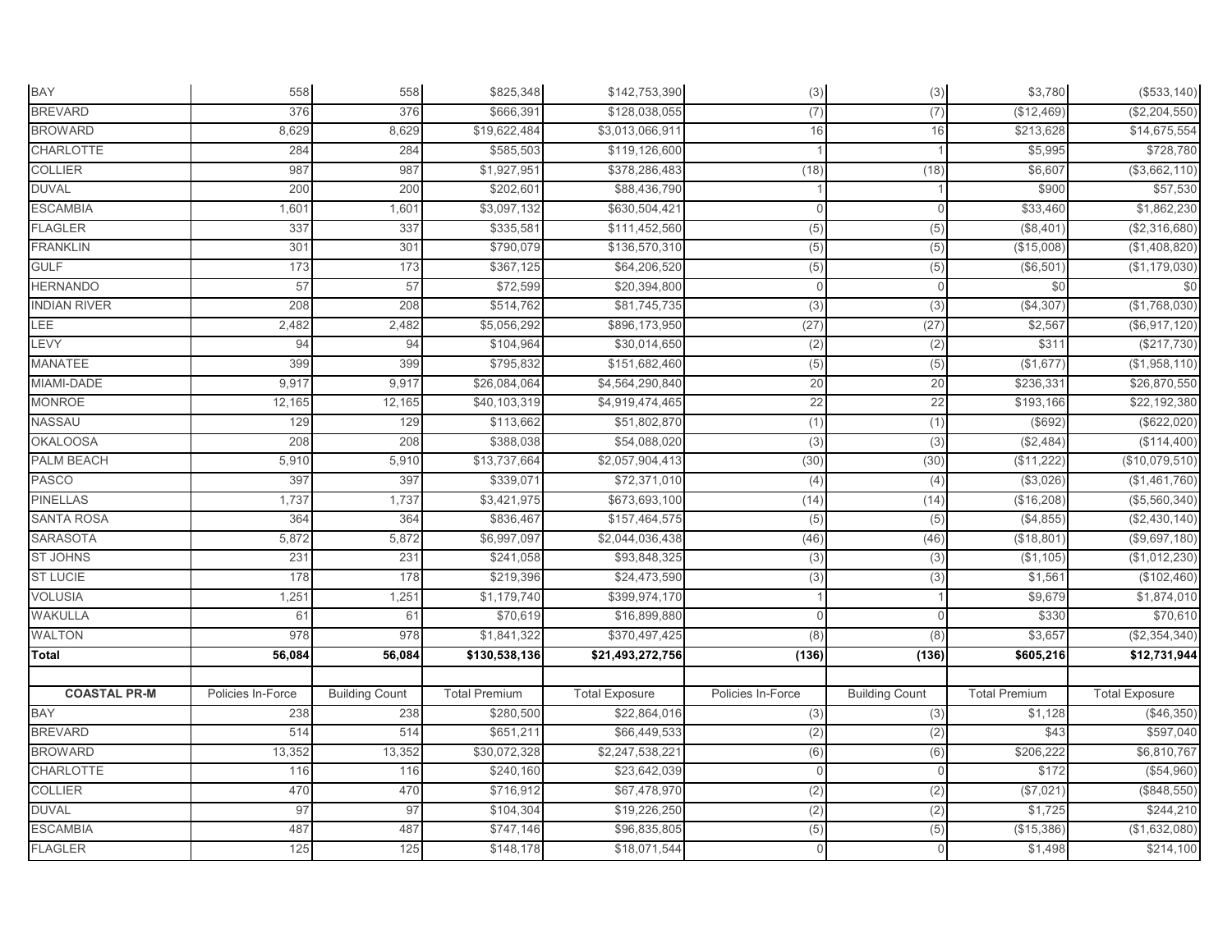| | | | | | | | | |
|---|---|---|---|---|---|---|---|---|
| BAY | 558 | 558 | $825,348 | $142,753,390 | (3) | (3) | $3,780 | ($533,140) |
| BREVARD | 376 | 376 | $666,391 | $128,038,055 | (7) | (7) | ($12,469) | ($2,204,550) |
| BROWARD | 8,629 | 8,629 | $19,622,484 | $3,013,066,911 | 16 | 16 | $213,628 | $14,675,554 |
| CHARLOTTE | 284 | 284 | $585,503 | $119,126,600 | 1 | 1 | $5,995 | $728,780 |
| COLLIER | 987 | 987 | $1,927,951 | $378,286,483 | (18) | (18) | $6,607 | ($3,662,110) |
| DUVAL | 200 | 200 | $202,601 | $88,436,790 | 1 | 1 | $900 | $57,530 |
| ESCAMBIA | 1,601 | 1,601 | $3,097,132 | $630,504,421 | 0 | 0 | $33,460 | $1,862,230 |
| FLAGLER | 337 | 337 | $335,581 | $111,452,560 | (5) | (5) | ($8,401) | ($2,316,680) |
| FRANKLIN | 301 | 301 | $790,079 | $136,570,310 | (5) | (5) | ($15,008) | ($1,408,820) |
| GULF | 173 | 173 | $367,125 | $64,206,520 | (5) | (5) | ($6,501) | ($1,179,030) |
| HERNANDO | 57 | 57 | $72,599 | $20,394,800 | 0 | 0 | $0 | $0 |
| INDIAN RIVER | 208 | 208 | $514,762 | $81,745,735 | (3) | (3) | ($4,307) | ($1,768,030) |
| LEE | 2,482 | 2,482 | $5,056,292 | $896,173,950 | (27) | (27) | $2,567 | ($6,917,120) |
| LEVY | 94 | 94 | $104,964 | $30,014,650 | (2) | (2) | $311 | ($217,730) |
| MANATEE | 399 | 399 | $795,832 | $151,682,460 | (5) | (5) | ($1,677) | ($1,958,110) |
| MIAMI-DADE | 9,917 | 9,917 | $26,084,064 | $4,564,290,840 | 20 | 20 | $236,331 | $26,870,550 |
| MONROE | 12,165 | 12,165 | $40,103,319 | $4,919,474,465 | 22 | 22 | $193,166 | $22,192,380 |
| NASSAU | 129 | 129 | $113,662 | $51,802,870 | (1) | (1) | ($692) | ($622,020) |
| OKALOOSA | 208 | 208 | $388,038 | $54,088,020 | (3) | (3) | ($2,484) | ($114,400) |
| PALM BEACH | 5,910 | 5,910 | $13,737,664 | $2,057,904,413 | (30) | (30) | ($11,222) | ($10,079,510) |
| PASCO | 397 | 397 | $339,071 | $72,371,010 | (4) | (4) | ($3,026) | ($1,461,760) |
| PINELLAS | 1,737 | 1,737 | $3,421,975 | $673,693,100 | (14) | (14) | ($16,208) | ($5,560,340) |
| SANTA ROSA | 364 | 364 | $836,467 | $157,464,575 | (5) | (5) | ($4,855) | ($2,430,140) |
| SARASOTA | 5,872 | 5,872 | $6,997,097 | $2,044,036,438 | (46) | (46) | ($18,801) | ($9,697,180) |
| ST JOHNS | 231 | 231 | $241,058 | $93,848,325 | (3) | (3) | ($1,105) | ($1,012,230) |
| ST LUCIE | 178 | 178 | $219,396 | $24,473,590 | (3) | (3) | $1,561 | ($102,460) |
| VOLUSIA | 1,251 | 1,251 | $1,179,740 | $399,974,170 | 1 | 1 | $9,679 | $1,874,010 |
| WAKULLA | 61 | 61 | $70,619 | $16,899,880 | 0 | 0 | $330 | $70,610 |
| WALTON | 978 | 978 | $1,841,322 | $370,497,425 | (8) | (8) | $3,657 | ($2,354,340) |
| **Total** | **56,084** | **56,084** | **$130,538,136** | **$21,493,272,756** | **(136)** | **(136)** | **$605,216** | **$12,731,944** |

| **COASTAL PR-M** | Policies In-Force | Building Count | Total Premium | Total Exposure | Policies In-Force | Building Count | Total Premium | Total Exposure |
|---|---|---|---|---|---|---|---|---|
| BAY | 238 | 238 | $280,500 | $22,864,016 | (3) | (3) | $1,128 | ($46,350) |
| BREVARD | 514 | 514 | $651,211 | $66,449,533 | (2) | (2) | $43 | $597,040 |
| BROWARD | 13,352 | 13,352 | $30,072,328 | $2,247,538,221 | (6) | (6) | $206,222 | $6,810,767 |
| CHARLOTTE | 116 | 116 | $240,160 | $23,642,039 | 0 | 0 | $172 | ($54,960) |
| COLLIER | 470 | 470 | $716,912 | $67,478,970 | (2) | (2) | ($7,021) | ($848,550) |
| DUVAL | 97 | 97 | $104,304 | $19,226,250 | (2) | (2) | $1,725 | $244,210 |
| ESCAMBIA | 487 | 487 | $747,146 | $96,835,805 | (5) | (5) | ($15,386) | ($1,632,080) |
| FLAGLER | 125 | 125 | $148,178 | $18,071,544 | 0 | 0 | $1,498 | $214,100 |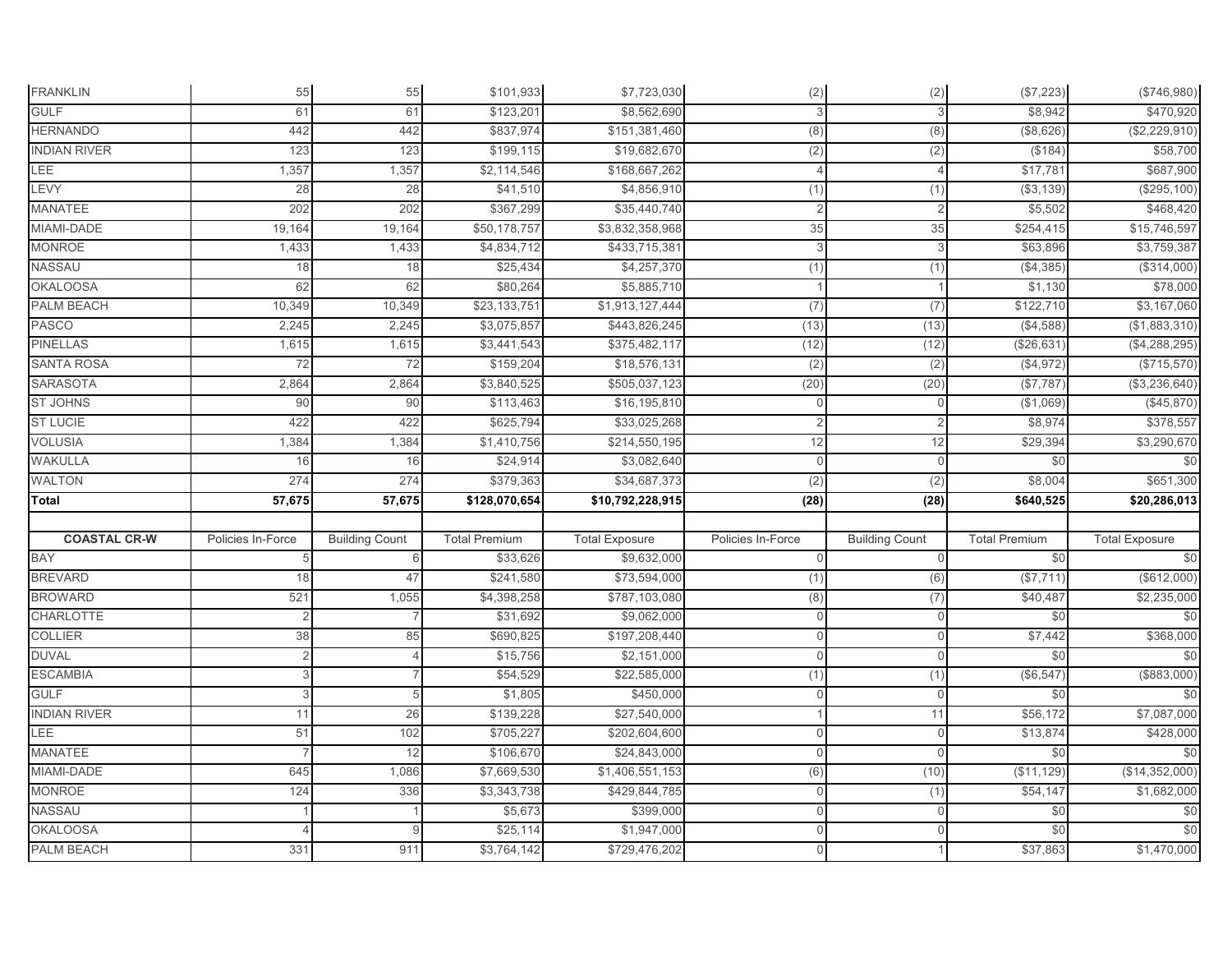| FRANKLIN | 55 | 55 | $101,933 | $7,723,030 | (2) | (2) | ($7,223) | ($746,980) |
|---|---|---|---|---|---|---|---|---|
| GULF | 61 | 61 | $123,201 | $8,562,690 | 3 | 3 | $8,942 | $470,920 |
| HERNANDO | 442 | 442 | $837,974 | $151,381,460 | (8) | (8) | ($8,626) | ($2,229,910) |
| INDIAN RIVER | 123 | 123 | $199,115 | $19,682,670 | (2) | (2) | ($184) | $58,700 |
| LEE | 1,357 | 1,357 | $2,114,546 | $168,667,262 | 4 | 4 | $17,781 | $687,900 |
| LEVY | 28 | 28 | $41,510 | $4,856,910 | (1) | (1) | ($3,139) | ($295,100) |
| MANATEE | 202 | 202 | $367,299 | $35,440,740 | 2 | 2 | $5,502 | $468,420 |
| MIAMI-DADE | 19,164 | 19,164 | $50,178,757 | $3,832,358,968 | 35 | 35 | $254,415 | $15,746,597 |
| MONROE | 1,433 | 1,433 | $4,834,712 | $433,715,381 | 3 | 3 | $63,896 | $3,759,387 |
| NASSAU | 18 | 18 | $25,434 | $4,257,370 | (1) | (1) | ($4,385) | ($314,000) |
| OKALOOSA | 62 | 62 | $80,264 | $5,885,710 | 1 | 1 | $1,130 | $78,000 |
| PALM BEACH | 10,349 | 10,349 | $23,133,751 | $1,913,127,444 | (7) | (7) | $122,710 | $3,167,060 |
| PASCO | 2,245 | 2,245 | $3,075,857 | $443,826,245 | (13) | (13) | ($4,588) | ($1,883,310) |
| PINELLAS | 1,615 | 1,615 | $3,441,543 | $375,482,117 | (12) | (12) | ($26,631) | ($4,288,295) |
| SANTA ROSA | 72 | 72 | $159,204 | $18,576,131 | (2) | (2) | ($4,972) | ($715,570) |
| SARASOTA | 2,864 | 2,864 | $3,840,525 | $505,037,123 | (20) | (20) | ($7,787) | ($3,236,640) |
| ST JOHNS | 90 | 90 | $113,463 | $16,195,810 | 0 | 0 | ($1,069) | ($45,870) |
| ST LUCIE | 422 | 422 | $625,794 | $33,025,268 | 2 | 2 | $8,974 | $378,557 |
| VOLUSIA | 1,384 | 1,384 | $1,410,756 | $214,550,195 | 12 | 12 | $29,394 | $3,290,670 |
| WAKULLA | 16 | 16 | $24,914 | $3,082,640 | 0 | 0 | $0 | $0 |
| WALTON | 274 | 274 | $379,363 | $34,687,373 | (2) | (2) | $8,004 | $651,300 |
| **Total** | **57,675** | **57,675** | **$128,070,654** | **$10,792,228,915** | **(28)** | **(28)** | **$640,525** | **$20,286,013** |

| COASTAL CR-W | Policies In-Force | Building Count | Total Premium | Total Exposure | Policies In-Force | Building Count | Total Premium | Total Exposure |
|---|---|---|---|---|---|---|---|---|
| BAY | 5 | 6 | $33,626 | $9,632,000 | 0 | 0 | $0 | $0 |
| BREVARD | 18 | 47 | $241,580 | $73,594,000 | (1) | (6) | ($7,711) | ($612,000) |
| BROWARD | 521 | 1,055 | $4,398,258 | $787,103,080 | (8) | (7) | $40,487 | $2,235,000 |
| CHARLOTTE | 2 | 7 | $31,692 | $9,062,000 | 0 | 0 | $0 | $0 |
| COLLIER | 38 | 85 | $690,825 | $197,208,440 | 0 | 0 | $7,442 | $368,000 |
| DUVAL | 2 | 4 | $15,756 | $2,151,000 | 0 | 0 | $0 | $0 |
| ESCAMBIA | 3 | 7 | $54,529 | $22,585,000 | (1) | (1) | ($6,547) | ($883,000) |
| GULF | 3 | 5 | $1,805 | $450,000 | 0 | 0 | $0 | $0 |
| INDIAN RIVER | 11 | 26 | $139,228 | $27,540,000 | 1 | 11 | $56,172 | $7,087,000 |
| LEE | 51 | 102 | $705,227 | $202,604,600 | 0 | 0 | $13,874 | $428,000 |
| MANATEE | 7 | 12 | $106,670 | $24,843,000 | 0 | 0 | $0 | $0 |
| MIAMI-DADE | 645 | 1,086 | $7,669,530 | $1,406,551,153 | (6) | (10) | ($11,129) | ($14,352,000) |
| MONROE | 124 | 336 | $3,343,738 | $429,844,785 | 0 | (1) | $54,147 | $1,682,000 |
| NASSAU | 1 | 1 | $5,673 | $399,000 | 0 | 0 | $0 | $0 |
| OKALOOSA | 4 | 9 | $25,114 | $1,947,000 | 0 | 0 | $0 | $0 |
| PALM BEACH | 331 | 911 | $3,764,142 | $729,476,202 | 0 | 1 | $37,863 | $1,470,000 |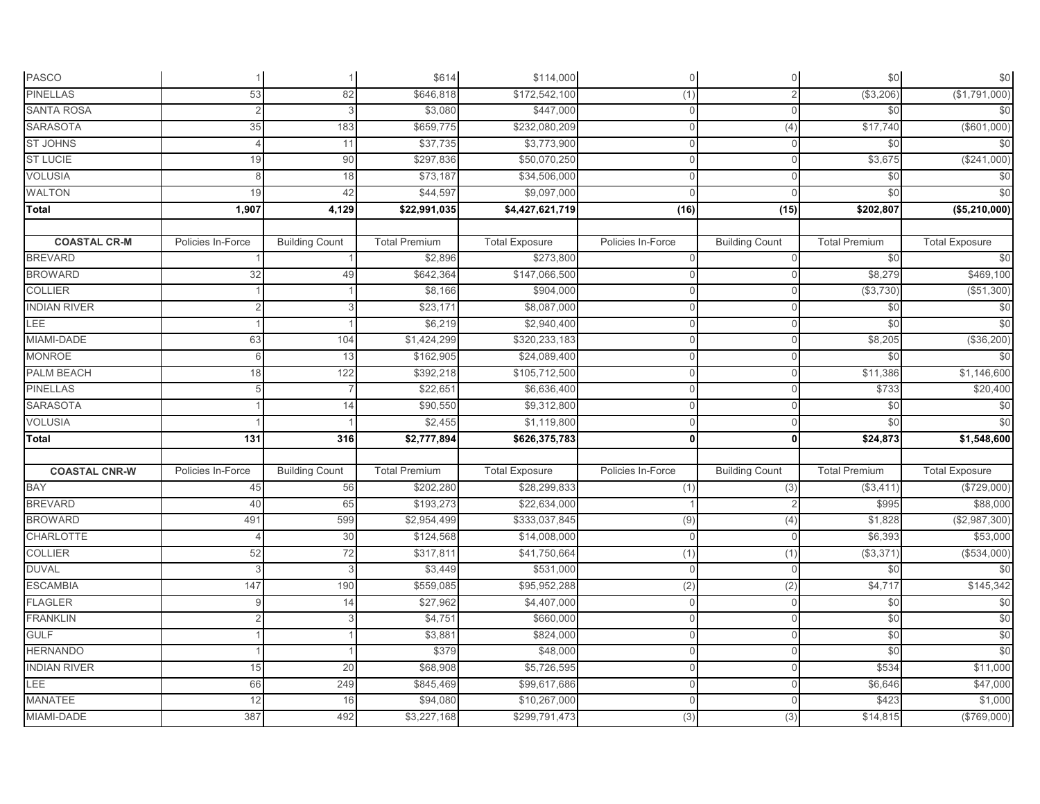| | | | | | | | | |
|---|---|---|---|---|---|---|---|---|
| PASCO | 1 | 1 | $614 | $114,000 | 0 | 0 | $0 | $0 |
| PINELLAS | 53 | 82 | $646,818 | $172,542,100 | (1) | 2 | ($3,206) | ($1,791,000) |
| SANTA ROSA | 2 | 3 | $3,080 | $447,000 | 0 | 0 | $0 | $0 |
| SARASOTA | 35 | 183 | $659,775 | $232,080,209 | 0 | (4) | $17,740 | ($601,000) |
| ST JOHNS | 4 | 11 | $37,735 | $3,773,900 | 0 | 0 | $0 | $0 |
| ST LUCIE | 19 | 90 | $297,836 | $50,070,250 | 0 | 0 | $3,675 | ($241,000) |
| VOLUSIA | 8 | 18 | $73,187 | $34,506,000 | 0 | 0 | $0 | $0 |
| WALTON | 19 | 42 | $44,597 | $9,097,000 | 0 | 0 | $0 | $0 |
| **Total** | **1,907** | **4,129** | **$22,991,035** | **$4,427,621,719** | **(16)** | **(15)** | **$202,807** | **($5,210,000)** |
| | | | | | | | | |
| **COASTAL CR-M** | Policies In-Force | Building Count | Total Premium | Total Exposure | Policies In-Force | Building Count | Total Premium | Total Exposure |
| BREVARD | 1 | 1 | $2,896 | $273,800 | 0 | 0 | $0 | $0 |
| BROWARD | 32 | 49 | $642,364 | $147,066,500 | 0 | 0 | $8,279 | $469,100 |
| COLLIER | 1 | 1 | $8,166 | $904,000 | 0 | 0 | ($3,730) | ($51,300) |
| INDIAN RIVER | 2 | 3 | $23,171 | $8,087,000 | 0 | 0 | $0 | $0 |
| LEE | 1 | 1 | $6,219 | $2,940,400 | 0 | 0 | $0 | $0 |
| MIAMI-DADE | 63 | 104 | $1,424,299 | $320,233,183 | 0 | 0 | $8,205 | ($36,200) |
| MONROE | 6 | 13 | $162,905 | $24,089,400 | 0 | 0 | $0 | $0 |
| PALM BEACH | 18 | 122 | $392,218 | $105,712,500 | 0 | 0 | $11,386 | $1,146,600 |
| PINELLAS | 5 | 7 | $22,651 | $6,636,400 | 0 | 0 | $733 | $20,400 |
| SARASOTA | 1 | 14 | $90,550 | $9,312,800 | 0 | 0 | $0 | $0 |
| VOLUSIA | 1 | 1 | $2,455 | $1,119,800 | 0 | 0 | $0 | $0 |
| **Total** | **131** | **316** | **$2,777,894** | **$626,375,783** | **0** | **0** | **$24,873** | **$1,548,600** |
| | | | | | | | | |
| **COASTAL CNR-W** | Policies In-Force | Building Count | Total Premium | Total Exposure | Policies In-Force | Building Count | Total Premium | Total Exposure |
| BAY | 45 | 56 | $202,280 | $28,299,833 | (1) | (3) | ($3,411) | ($729,000) |
| BREVARD | 40 | 65 | $193,273 | $22,634,000 | 1 | 2 | $995 | $88,000 |
| BROWARD | 491 | 599 | $2,954,499 | $333,037,845 | (9) | (4) | $1,828 | ($2,987,300) |
| CHARLOTTE | 4 | 30 | $124,568 | $14,008,000 | 0 | 0 | $6,393 | $53,000 |
| COLLIER | 52 | 72 | $317,811 | $41,750,664 | (1) | (1) | ($3,371) | ($534,000) |
| DUVAL | 3 | 3 | $3,449 | $531,000 | 0 | 0 | $0 | $0 |
| ESCAMBIA | 147 | 190 | $559,085 | $95,952,288 | (2) | (2) | $4,717 | $145,342 |
| FLAGLER | 9 | 14 | $27,962 | $4,407,000 | 0 | 0 | $0 | $0 |
| FRANKLIN | 2 | 3 | $4,751 | $660,000 | 0 | 0 | $0 | $0 |
| GULF | 1 | 1 | $3,881 | $824,000 | 0 | 0 | $0 | $0 |
| HERNANDO | 1 | 1 | $379 | $48,000 | 0 | 0 | $0 | $0 |
| INDIAN RIVER | 15 | 20 | $68,908 | $5,726,595 | 0 | 0 | $534 | $11,000 |
| LEE | 66 | 249 | $845,469 | $99,617,686 | 0 | 0 | $6,646 | $47,000 |
| MANATEE | 12 | 16 | $94,080 | $10,267,000 | 0 | 0 | $423 | $1,000 |
| MIAMI-DADE | 387 | 492 | $3,227,168 | $299,791,473 | (3) | (3) | $14,815 | ($769,000) |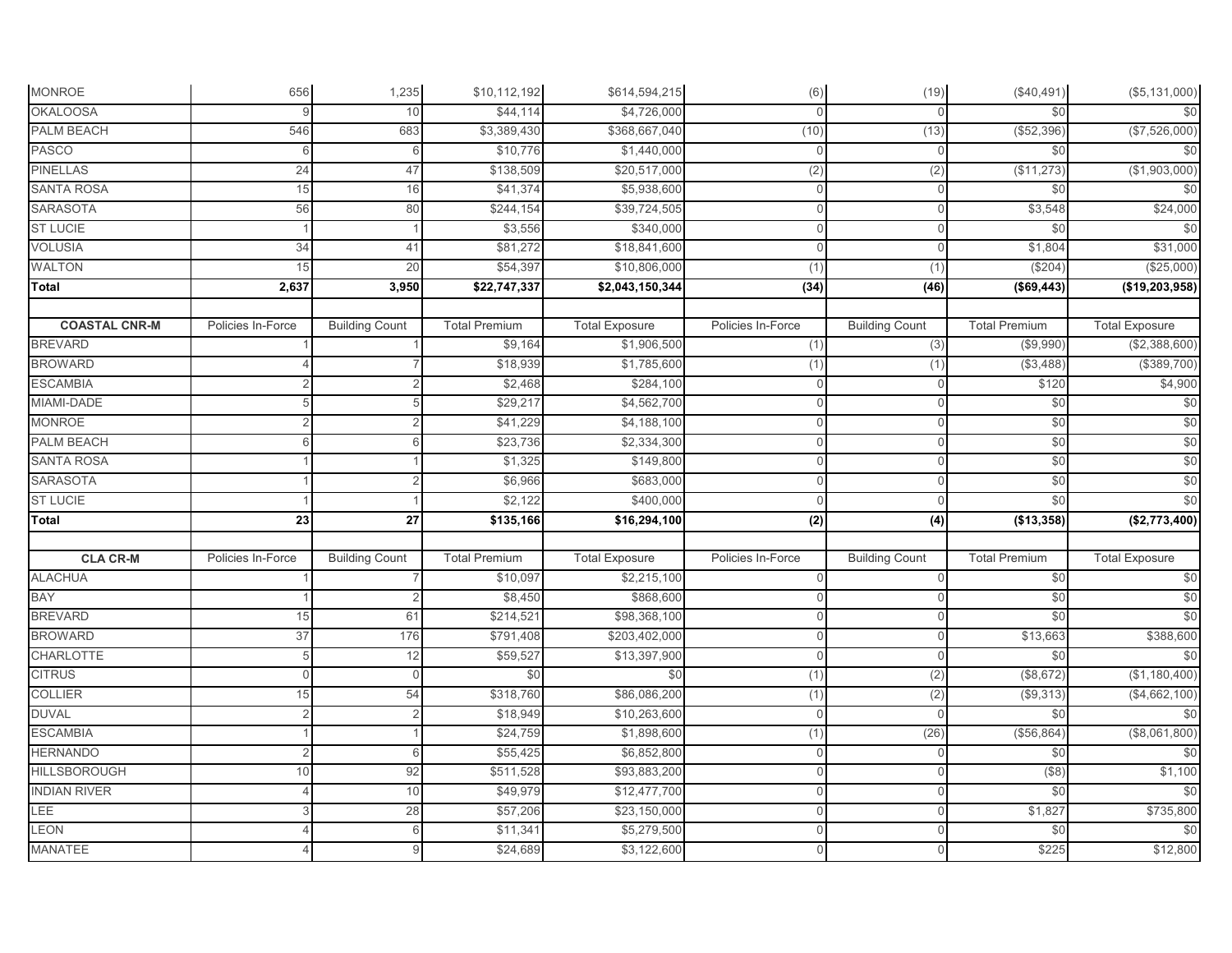| | | | | | | | | |
|---|---|---|---|---|---|---|---|---|
| MONROE | 656 | 1,235 | $10,112,192 | $614,594,215 | (6) | (19) | ($40,491) | ($5,131,000) |
| OKALOOSA | 9 | 10 | $44,114 | $4,726,000 | 0 | 0 | $0 | $0 |
| PALM BEACH | 546 | 683 | $3,389,430 | $368,667,040 | (10) | (13) | ($52,396) | ($7,526,000) |
| PASCO | 6 | 6 | $10,776 | $1,440,000 | 0 | 0 | $0 | $0 |
| PINELLAS | 24 | 47 | $138,509 | $20,517,000 | (2) | (2) | ($11,273) | ($1,903,000) |
| SANTA ROSA | 15 | 16 | $41,374 | $5,938,600 | 0 | 0 | $0 | $0 |
| SARASOTA | 56 | 80 | $244,154 | $39,724,505 | 0 | 0 | $3,548 | $24,000 |
| ST LUCIE | 1 | 1 | $3,556 | $340,000 | 0 | 0 | $0 | $0 |
| VOLUSIA | 34 | 41 | $81,272 | $18,841,600 | 0 | 0 | $1,804 | $31,000 |
| WALTON | 15 | 20 | $54,397 | $10,806,000 | (1) | (1) | ($204) | ($25,000) |
| **Total** | **2,637** | **3,950** | **$22,747,337** | **$2,043,150,344** | **(34)** | **(46)** | **($69,443)** | **($19,203,958)** |

| **COASTAL CNR-M** | Policies In-Force | Building Count | Total Premium | Total Exposure | Policies In-Force | Building Count | Total Premium | Total Exposure |
|---|---|---|---|---|---|---|---|---|
| BREVARD | 1 | 1 | $9,164 | $1,906,500 | (1) | (3) | ($9,990) | ($2,388,600) |
| BROWARD | 4 | 7 | $18,939 | $1,785,600 | (1) | (1) | ($3,488) | ($389,700) |
| ESCAMBIA | 2 | 2 | $2,468 | $284,100 | 0 | 0 | $120 | $4,900 |
| MIAMI-DADE | 5 | 5 | $29,217 | $4,562,700 | 0 | 0 | $0 | $0 |
| MONROE | 2 | 2 | $41,229 | $4,188,100 | 0 | 0 | $0 | $0 |
| PALM BEACH | 6 | 6 | $23,736 | $2,334,300 | 0 | 0 | $0 | $0 |
| SANTA ROSA | 1 | 1 | $1,325 | $149,800 | 0 | 0 | $0 | $0 |
| SARASOTA | 1 | 2 | $6,966 | $683,000 | 0 | 0 | $0 | $0 |
| ST LUCIE | 1 | 1 | $2,122 | $400,000 | 0 | 0 | $0 | $0 |
| **Total** | **23** | **27** | **$135,166** | **$16,294,100** | **(2)** | **(4)** | **($13,358)** | **($2,773,400)** |

| **CLA CR-M** | Policies In-Force | Building Count | Total Premium | Total Exposure | Policies In-Force | Building Count | Total Premium | Total Exposure |
|---|---|---|---|---|---|---|---|---|
| ALACHUA | 1 | 7 | $10,097 | $2,215,100 | 0 | 0 | $0 | $0 |
| BAY | 1 | 2 | $8,450 | $868,600 | 0 | 0 | $0 | $0 |
| BREVARD | 15 | 61 | $214,521 | $98,368,100 | 0 | 0 | $0 | $0 |
| BROWARD | 37 | 176 | $791,408 | $203,402,000 | 0 | 0 | $13,663 | $388,600 |
| CHARLOTTE | 5 | 12 | $59,527 | $13,397,900 | 0 | 0 | $0 | $0 |
| CITRUS | 0 | 0 | $0 | $0 | (1) | (2) | ($8,672) | ($1,180,400) |
| COLLIER | 15 | 54 | $318,760 | $86,086,200 | (1) | (2) | ($9,313) | ($4,662,100) |
| DUVAL | 2 | 2 | $18,949 | $10,263,600 | 0 | 0 | $0 | $0 |
| ESCAMBIA | 1 | 1 | $24,759 | $1,898,600 | (1) | (26) | ($56,864) | ($8,061,800) |
| HERNANDO | 2 | 6 | $55,425 | $6,852,800 | 0 | 0 | $0 | $0 |
| HILLSBOROUGH | 10 | 92 | $511,528 | $93,883,200 | 0 | 0 | ($8) | $1,100 |
| INDIAN RIVER | 4 | 10 | $49,979 | $12,477,700 | 0 | 0 | $0 | $0 |
| LEE | 3 | 28 | $57,206 | $23,150,000 | 0 | 0 | $1,827 | $735,800 |
| LEON | 4 | 6 | $11,341 | $5,279,500 | 0 | 0 | $0 | $0 |
| MANATEE | 4 | 9 | $24,689 | $3,122,600 | 0 | 0 | $225 | $12,800 |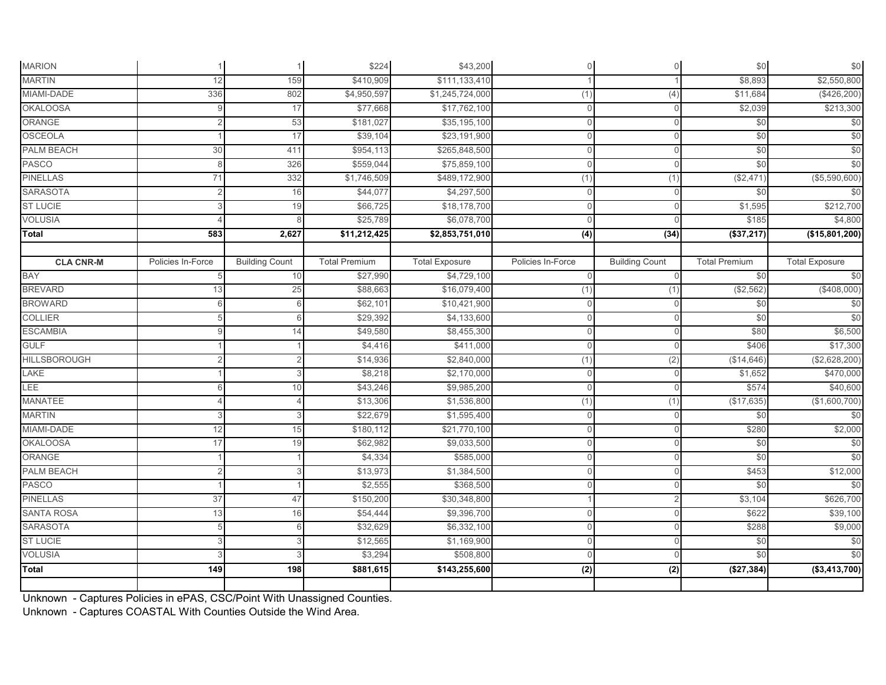| | | | | | | | | |
|---|---|---|---|---|---|---|---|---|
| MARION | 1 | 1 | $224 | $43,200 | 0 | 0 | $0 | $0 |
| MARTIN | 12 | 159 | $410,909 | $111,133,410 | 1 | 1 | $8,893 | $2,550,800 |
| MIAMI-DADE | 336 | 802 | $4,950,597 | $1,245,724,000 | (1) | (4) | $11,684 | ($426,200) |
| OKALOOSA | 9 | 17 | $77,668 | $17,762,100 | 0 | 0 | $2,039 | $213,300 |
| ORANGE | 2 | 53 | $181,027 | $35,195,100 | 0 | 0 | $0 | $0 |
| OSCEOLA | 1 | 17 | $39,104 | $23,191,900 | 0 | 0 | $0 | $0 |
| PALM BEACH | 30 | 411 | $954,113 | $265,848,500 | 0 | 0 | $0 | $0 |
| PASCO | 8 | 326 | $559,044 | $75,859,100 | 0 | 0 | $0 | $0 |
| PINELLAS | 71 | 332 | $1,746,509 | $489,172,900 | (1) | (1) | ($2,471) | ($5,590,600) |
| SARASOTA | 2 | 16 | $44,077 | $4,297,500 | 0 | 0 | $0 | $0 |
| ST LUCIE | 3 | 19 | $66,725 | $18,178,700 | 0 | 0 | $1,595 | $212,700 |
| VOLUSIA | 4 | 8 | $25,789 | $6,078,700 | 0 | 0 | $185 | $4,800 |
| **Total** | **583** | **2,627** | **$11,212,425** | **$2,853,751,010** | **(4)** | **(34)** | **($37,217)** | **($15,801,200)** |

| **CLA CNR-M** | Policies In-Force | Building Count | Total Premium | Total Exposure | Policies In-Force | Building Count | Total Premium | Total Exposure |
|---|---|---|---|---|---|---|---|---|
| BAY | 5 | 10 | $27,990 | $4,729,100 | 0 | 0 | $0 | $0 |
| BREVARD | 13 | 25 | $88,663 | $16,079,400 | (1) | (1) | ($2,562) | ($408,000) |
| BROWARD | 6 | 6 | $62,101 | $10,421,900 | 0 | 0 | $0 | $0 |
| COLLIER | 5 | 6 | $29,392 | $4,133,600 | 0 | 0 | $0 | $0 |
| ESCAMBIA | 9 | 14 | $49,580 | $8,455,300 | 0 | 0 | $80 | $6,500 |
| GULF | 1 | 1 | $4,416 | $411,000 | 0 | 0 | $406 | $17,300 |
| HILLSBOROUGH | 2 | 2 | $14,936 | $2,840,000 | (1) | (2) | ($14,646) | ($2,628,200) |
| LAKE | 1 | 3 | $8,218 | $2,170,000 | 0 | 0 | $1,652 | $470,000 |
| LEE | 6 | 10 | $43,246 | $9,985,200 | 0 | 0 | $574 | $40,600 |
| MANATEE | 4 | 4 | $13,306 | $1,536,800 | (1) | (1) | ($17,635) | ($1,600,700) |
| MARTIN | 3 | 3 | $22,679 | $1,595,400 | 0 | 0 | $0 | $0 |
| MIAMI-DADE | 12 | 15 | $180,112 | $21,770,100 | 0 | 0 | $280 | $2,000 |
| OKALOOSA | 17 | 19 | $62,982 | $9,033,500 | 0 | 0 | $0 | $0 |
| ORANGE | 1 | 1 | $4,334 | $585,000 | 0 | 0 | $0 | $0 |
| PALM BEACH | 2 | 3 | $13,973 | $1,384,500 | 0 | 0 | $453 | $12,000 |
| PASCO | 1 | 1 | $2,555 | $368,500 | 0 | 0 | $0 | $0 |
| PINELLAS | 37 | 47 | $150,200 | $30,348,800 | 1 | 2 | $3,104 | $626,700 |
| SANTA ROSA | 13 | 16 | $54,444 | $9,396,700 | 0 | 0 | $622 | $39,100 |
| SARASOTA | 5 | 6 | $32,629 | $6,332,100 | 0 | 0 | $288 | $9,000 |
| ST LUCIE | 3 | 3 | $12,565 | $1,169,900 | 0 | 0 | $0 | $0 |
| VOLUSIA | 3 | 3 | $3,294 | $508,800 | 0 | 0 | $0 | $0 |
| **Total** | **149** | **198** | **$881,615** | **$143,255,600** | **(2)** | **(2)** | **($27,384)** | **($3,413,700)** |

Unknown - Captures Policies in ePAS, CSC/Point With Unassigned Counties.

Unknown - Captures COASTAL With Counties Outside the Wind Area.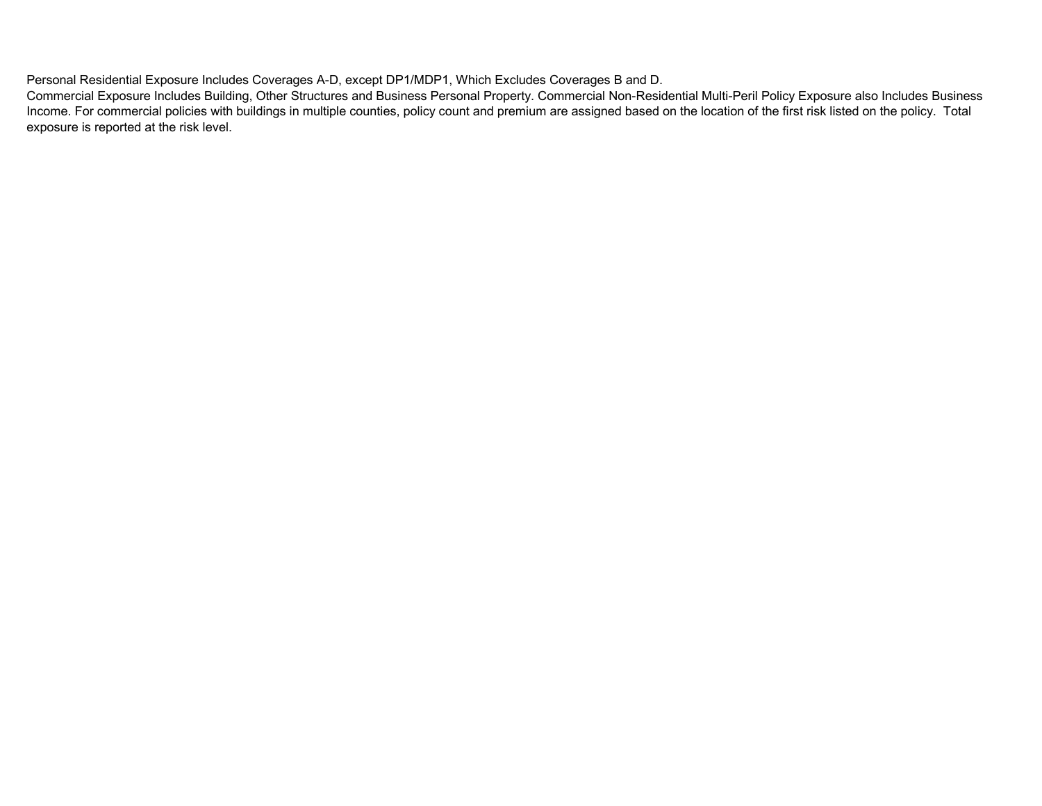Personal Residential Exposure Includes Coverages A-D, except DP1/MDP1, Which Excludes Coverages B and D.
Commercial Exposure Includes Building, Other Structures and Business Personal Property. Commercial Non-Residential Multi-Peril Policy Exposure also Includes Business Income. For commercial policies with buildings in multiple counties, policy count and premium are assigned based on the location of the first risk listed on the policy. Total exposure is reported at the risk level.